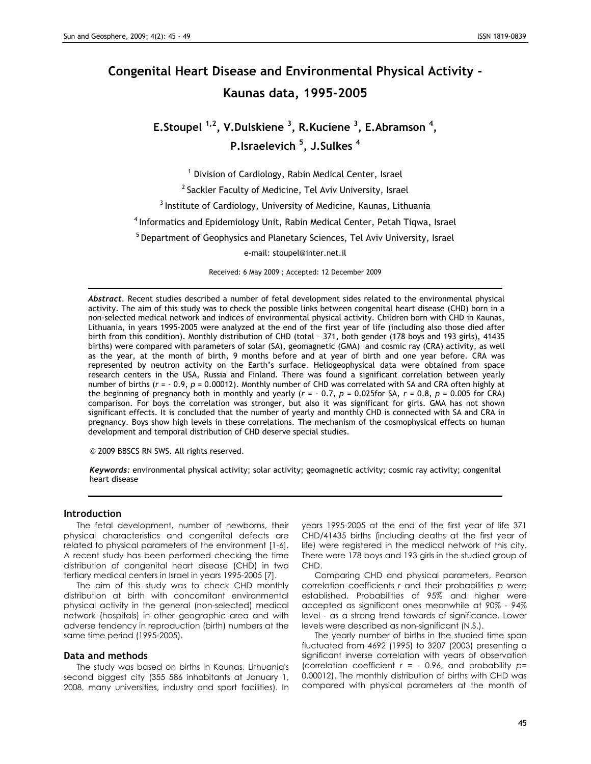# Congenital Heart Disease and Environmental Physical Activity - Kaunas data, 1995-2005

**E.Stoupel [1,2], V.Dulskiene [3], R.Kuciene [3], E.Abramson [4], P.Israelevich [5], J.Sulkes [4]**

[1] Division of Cardiology, Rabin Medical Center, Israel

[2] Sackler Faculty of Medicine, Tel Aviv University, Israel

[3] Institute of Cardiology, University of Medicine, Kaunas, Lithuania

[4] Informatics and Epidemiology Unit, Rabin Medical Center, Petah Tiqwa, Israel

[5] Department of Geophysics and Planetary Sciences, Tel Aviv University, Israel

e-mail: stoupel@inter.net.il

Received: 6 May 2009 ; Accepted: 12 December 2009

***Abstract.*** Recent studies described a number of fetal development sides related to the environmental physical activity. The aim of this study was to check the possible links between congenital heart disease (CHD) born in a non-selected medical network and indices of environmental physical activity. Children born with CHD in Kaunas, Lithuania, in years 1995-2005 were analyzed at the end of the first year of life (including also those died after birth from this condition). Monthly distribution of CHD (total – 371, both gender (178 boys and 193 girls), 41435 births) were compared with parameters of solar (SA), geomagnetic (GMA) and cosmic ray (CRA) activity, as well as the year, at the month of birth, 9 months before and at year of birth and one year before. CRA was represented by neutron activity on the Earth's surface. Heliogeophysical data were obtained from space research centers in the USA, Russia and Finland. There was found a significant correlation between yearly number of births ($r$ = - 0.9, $p$ = 0.00012). Monthly number of CHD was correlated with SA and CRA often highly at the beginning of pregnancy both in monthly and yearly ($r$ = - 0.7, $p$ = 0.025for SA, $r$ = 0.8, $p$ = 0.005 for CRA) comparison. For boys the correlation was stronger, but also it was significant for girls. GMA has not shown significant effects. It is concluded that the number of yearly and monthly CHD is connected with SA and CRA in pregnancy. Boys show high levels in these correlations. The mechanism of the cosmophysical effects on human development and temporal distribution of CHD deserve special studies.

© 2009 BBSCS RN SWS. All rights reserved.

***Keywords:*** environmental physical activity; solar activity; geomagnetic activity; cosmic ray activity; congenital heart disease

## Introduction

The fetal development, number of newborns, their physical characteristics and congenital defects are related to physical parameters of the environment [1-6]. A recent study has been performed checking the time distribution of congenital heart disease (CHD) in two tertiary medical centers in Israel in years 1995-2005 [7].

The aim of this study was to check CHD monthly distribution at birth with concomitant environmental physical activity in the general (non-selected) medical network (hospitals) in other geographic area and with adverse tendency in reproduction (birth) numbers at the same time period (1995-2005).

## Data and methods

The study was based on births in Kaunas, Lithuania's second biggest city (355 586 inhabitants at January 1, 2008, many universities, industry and sport facilities). In years 1995-2005 at the end of the first year of life 371 CHD/41435 births (including deaths at the first year of life) were registered in the medical network of this city. There were 178 boys and 193 girls in the studied group of CHD.

Comparing CHD and physical parameters, Pearson correlation coefficients $r$ and their probabilities $p$ were established. Probabilities of 95% and higher were accepted as significant ones meanwhile at 90% - 94% level - as a strong trend towards of significance. Lower levels were described as non-significant (N.S.).

The yearly number of births in the studied time span fluctuated from 4692 (1995) to 3207 (2003) presenting a significant inverse correlation with years of observation (correlation coefficient $r$ = - 0.96, and probability $p$= 0.00012). The monthly distribution of births with CHD was compared with physical parameters at the month of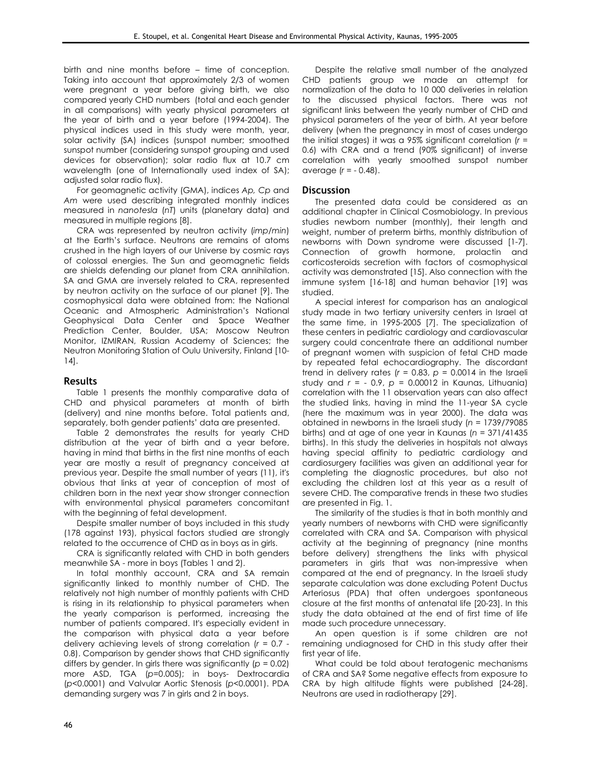birth and nine months before – time of conception. Taking into account that approximately 2/3 of women were pregnant a year before giving birth, we also compared yearly CHD numbers (total and each gender in all comparisons) with yearly physical parameters at the year of birth and a year before (1994-2004). The physical indices used in this study were month, year, solar activity (SA) indices (sunspot number; smoothed sunspot number (considering sunspot grouping and used devices for observation); solar radio flux at 10.7 cm wavelength (one of Internationally used index of SA); adjusted solar radio flux).

For geomagnetic activity (GMA), indices *Ap, Cp* and *Am* were used describing integrated monthly indices measured in *nanotesla* (*nT*) units (planetary data) and measured in multiple regions [8].

CRA was represented by neutron activity (*imp/min*) at the Earth's surface. Neutrons are remains of atoms crushed in the high layers of our Universe by cosmic rays of colossal energies. The Sun and geomagnetic fields are shields defending our planet from CRA annihilation. SA and GMA are inversely related to CRA, represented by neutron activity on the surface of our planet [9]. The cosmophysical data were obtained from: the National Oceanic and Atmospheric Administration's National Geophysical Data Center and Space Weather Prediction Center, Boulder, USA; Moscow Neutron Monitor, IZMIRAN, Russian Academy of Sciences; the Neutron Monitoring Station of Oulu University, Finland [10-14].

## Results

Table 1 presents the monthly comparative data of CHD and physical parameters at month of birth (delivery) and nine months before. Total patients and, separately, both gender patients' data are presented.

Table 2 demonstrates the results for yearly CHD distribution at the year of birth and a year before, having in mind that births in the first nine months of each year are mostly a result of pregnancy conceived at previous year. Despite the small number of years (11), it's obvious that links at year of conception of most of children born in the next year show stronger connection with environmental physical parameters concomitant with the beginning of fetal development.

Despite smaller number of boys included in this study (178 against 193), physical factors studied are strongly related to the occurrence of CHD as in boys as in girls.

CRA is significantly related with CHD in both genders meanwhile SA - more in boys (Tables 1 and 2).

In total monthly account, CRA and SA remain significantly linked to monthly number of CHD. The relatively not high number of monthly patients with CHD is rising in its relationship to physical parameters when the yearly comparison is performed, increasing the number of patients compared. It's especially evident in the comparison with physical data a year before delivery achieving levels of strong correlation ($r$ = 0.7 - 0.8). Comparison by gender shows that CHD significantly differs by gender. In girls there was significantly ($p$ = 0.02) more ASD, TGA ($p$=0.005); in boys- Dextrocardia ($p$<0.0001) and Valvular Aortic Stenosis ($p$<0.0001). PDA demanding surgery was 7 in girls and 2 in boys.

Despite the relative small number of the analyzed CHD patients group we made an attempt for normalization of the data to 10 000 deliveries in relation to the discussed physical factors. There was not significant links between the yearly number of CHD and physical parameters of the year of birth. At year before delivery (when the pregnancy in most of cases undergo the initial stages) it was a 95% significant correlation ($r$ = 0.6) with CRA and a trend (90% significant) of inverse correlation with yearly smoothed sunspot number average ($r$ = - 0.48).

## Discussion

The presented data could be considered as an additional chapter in Clinical Cosmobiology. In previous studies newborn number (monthly), their length and weight, number of preterm births, monthly distribution of newborns with Down syndrome were discussed [1-7]. Connection of growth hormone, prolactin and corticosteroids secretion with factors of cosmophysical activity was demonstrated [15]. Also connection with the immune system [16-18] and human behavior [19] was studied.

A special interest for comparison has an analogical study made in two tertiary university centers in Israel at the same time, in 1995-2005 [7]. The specialization of these centers in pediatric cardiology and cardiovascular surgery could concentrate there an additional number of pregnant women with suspicion of fetal CHD made by repeated fetal echocardiography. The discordant trend in delivery rates ($r$ = 0.83, $p$ = 0.0014 in the Israeli study and $r$ = - 0.9, $p$ = 0.00012 in Kaunas, Lithuania) correlation with the 11 observation years can also affect the studied links, having in mind the 11-year SA cycle (here the maximum was in year 2000). The data was obtained in newborns in the Israeli study ($n$ = 1739/79085 births) and at age of one year in Kaunas ($n$ = 371/41435 births). In this study the deliveries in hospitals not always having special affinity to pediatric cardiology and cardiosurgery facilities was given an additional year for completing the diagnostic procedures, but also not excluding the children lost at this year as a result of severe CHD. The comparative trends in these two studies are presented in Fig. 1.

The similarity of the studies is that in both monthly and yearly numbers of newborns with CHD were significantly correlated with CRA and SA. Comparison with physical activity at the beginning of pregnancy (nine months before delivery) strengthens the links with physical parameters in girls that was non-impressive when compared at the end of pregnancy. In the Israeli study separate calculation was done excluding Potent Ductus Arteriosus (PDA) that often undergoes spontaneous closure at the first months of antenatal life [20-23]. In this study the data obtained at the end of first time of life made such procedure unnecessary.

An open question is if some children are not remaining undiagnosed for CHD in this study after their first year of life.

What could be told about teratogenic mechanisms of CRA and SA? Some negative effects from exposure to CRA by high altitude flights were published [24-28]. Neutrons are used in radiotherapy [29].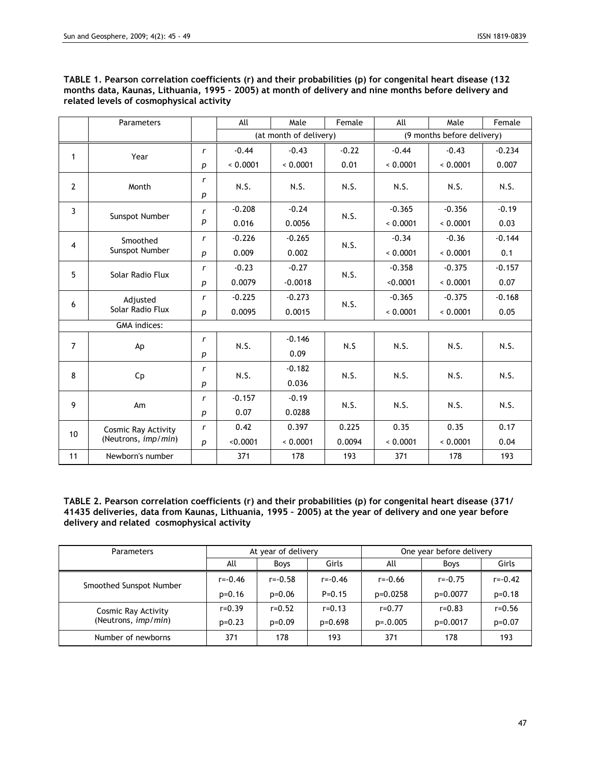**TABLE 1. Pearson correlation coefficients (r) and their probabilities (p) for congenital heart disease (132 months data, Kaunas, Lithuania, 1995 – 2005) at month of delivery and nine months before delivery and related levels of cosmophysical activity**

| | Parameters | | All | Male | Female | All | Male | Female |
|---|---|---|---|---|---|---|---|---|
| | | | (at month of delivery) | | | (9 months before delivery) | | |
| 1 | Year | *r* | -0.44 | -0.43 | -0.22 | -0.44 | -0.43 | -0.234 |
| | | *p* | < 0.0001 | < 0.0001 | 0.01 | < 0.0001 | < 0.0001 | 0.007 |
| 2 | Month | *r* | N.S. | N.S. | N.S. | N.S. | N.S. | N.S. |
| | | *p* | | | | | | |
| 3 | Sunspot Number | *r* | -0.208 | -0.24 | N.S. | -0.365 | -0.356 | -0.19 |
| | | *p* | 0.016 | 0.0056 | | < 0.0001 | < 0.0001 | 0.03 |
| 4 | Smoothed Sunspot Number | *r* | -0.226 | -0.265 | N.S. | -0.34 | -0.36 | -0.144 |
| | | *p* | 0.009 | 0.002 | | < 0.0001 | < 0.0001 | 0.1 |
| 5 | Solar Radio Flux | *r* | -0.23 | -0.27 | N.S. | -0.358 | -0.375 | -0.157 |
| | | *p* | 0.0079 | -0.0018 | | <0.0001 | < 0.0001 | 0.07 |
| 6 | Adjusted Solar Radio Flux | *r* | -0.225 | -0.273 | N.S. | -0.365 | -0.375 | -0.168 |
| | | *p* | 0.0095 | 0.0015 | | < 0.0001 | < 0.0001 | 0.05 |
| | GMA indices: | | | | | | | |
| 7 | Ap | *r* | N.S. | -0.146 | N.S | N.S. | N.S. | N.S. |
| | | *p* | | 0.09 | | | | |
| 8 | Cp | *r* | N.S. | -0.182 | N.S. | N.S. | N.S. | N.S. |
| | | *p* | | 0.036 | | | | |
| 9 | Am | *r* | -0.157 | -0.19 | N.S. | N.S. | N.S. | N.S. |
| | | *p* | 0.07 | 0.0288 | | | | |
| 10 | Cosmic Ray Activity (Neutrons, *imp/min*) | *r* | 0.42 | 0.397 | 0.225 | 0.35 | 0.35 | 0.17 |
| | | *p* | <0.0001 | < 0.0001 | 0.0094 | < 0.0001 | < 0.0001 | 0.04 |
| 11 | Newborn's number | | 371 | 178 | 193 | 371 | 178 | 193 |

**TABLE 2. Pearson correlation coefficients (r) and their probabilities (p) for congenital heart disease (371/ 41435 deliveries, data from Kaunas, Lithuania, 1995 – 2005) at the year of delivery and one year before delivery and related cosmophysical activity**

| Parameters | At year of delivery | | | One year before delivery | | |
|---|---|---|---|---|---|---|
| | All | Boys | Girls | All | Boys | Girls |
| Smoothed Sunspot Number | r=-0.46 | r=-0.58 | r=-0.46 | r=-0.66 | r=-0.75 | r=-0.42 |
| | p=0.16 | p=0.06 | P=0.15 | p=0.0258 | p=0.0077 | p=0.18 |
| Cosmic Ray Activity (Neutrons, *imp/min*) | r=0.39 | r=0.52 | r=0.13 | r=0.77 | r=0.83 | r=0.56 |
| | p=0.23 | p=0.09 | p=0.698 | p=.0.005 | p=0.0017 | p=0.07 |
| Number of newborns | 371 | 178 | 193 | 371 | 178 | 193 |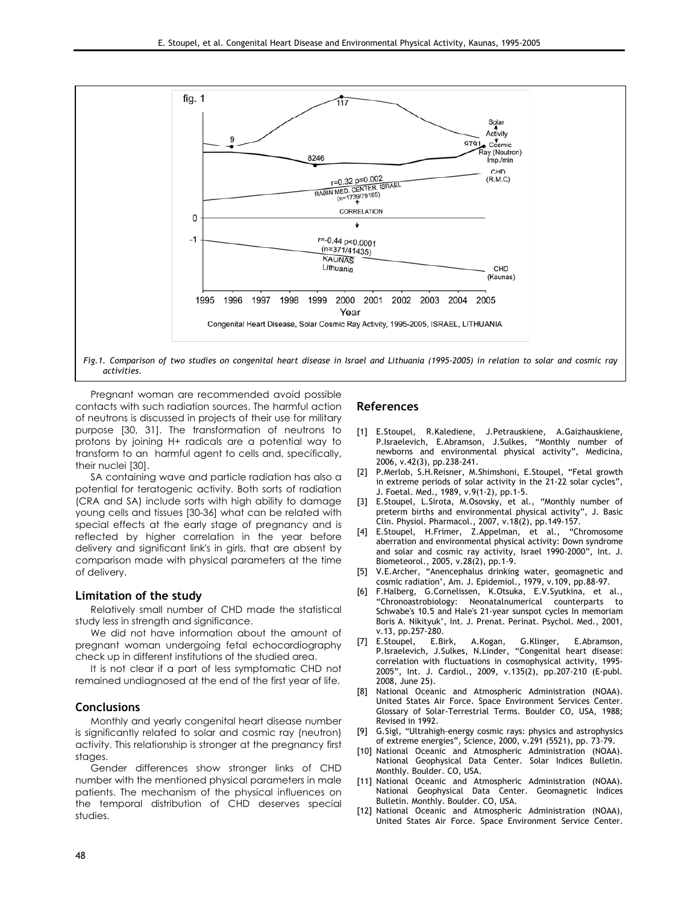Fig.1. Comparison of two studies on congenital heart disease in Israel and Lithuania (1995-2005) in relation to solar and cosmic ray activities.

Pregnant woman are recommended avoid possible contacts with such radiation sources. The harmful action of neutrons is discussed in projects of their use for military purpose [30, 31]. The transformation of neutrons to protons by joining H+ radicals are a potential way to transform to an harmful agent to cells and, specifically, their nuclei [30].

SA containing wave and particle radiation has also a potential for teratogenic activity. Both sorts of radiation (CRA and SA) include sorts with high ability to damage young cells and tissues [30-36] what can be related with special effects at the early stage of pregnancy and is reflected by higher correlation in the year before delivery and significant link's in girls, that are absent by comparison made with physical parameters at the time of delivery.

## Limitation of the study

Relatively small number of CHD made the statistical study less in strength and significance.

We did not have information about the amount of pregnant woman undergoing fetal echocardiography check up in different institutions of the studied area.

It is not clear if a part of less symptomatic CHD not remained undiagnosed at the end of the first year of life.

## Conclusions

Monthly and yearly congenital heart disease number is significantly related to solar and cosmic ray (neutron) activity. This relationship is stronger at the pregnancy first stages.

Gender differences show stronger links of CHD number with the mentioned physical parameters in male patients. The mechanism of the physical influences on the temporal distribution of CHD deserves special studies.

## References

[1] E.Stoupel, R.Kalediene, J.Petrauskiene, A.Gaizhauskiene, P.Israelevich, E.Abramson, J.Sulkes, "Monthly number of newborns and environmental physical activity", Medicina, 2006, v.42(3), pp.238-241.

[2] P.Merlob, S.H.Reisner, M.Shimshoni, E.Stoupel, "Fetal growth in extreme periods of solar activity in the 21-22 solar cycles", J. Foetal. Med., 1989, v.9(1-2), pp.1-5.

[3] E.Stoupel, L.Sirota, M.Osovsky, et al., "Monthly number of preterm births and environmental physical activity", J. Basic Clin. Physiol. Pharmacol., 2007, v.18(2), pp.149-157.

[4] E.Stoupel, H.Frimer, Z.Appelman, et al., "Chromosome aberration and environmental physical activity: Down syndrome and solar and cosmic ray activity, Israel 1990-2000", Int. J. Biometeorol., 2005, v.28(2), pp.1-9.

[5] V.E.Archer, "Anencephalus drinking water, geomagnetic and cosmic radiation', Am. J. Epidemiol., 1979, v.109, pp.88-97.

[6] F.Halberg, G.Cornelissen, K.Otsuka, E.V.Syutkina, et al., "Chronoastrobiology: Neonatalnumerical counterparts to Schwabe's 10.5 and Hale's 21-year sunspot cycles In memoriam Boris A. Nikityuk', Int. J. Prenat. Perinat. Psychol. Med., 2001, v.13, pp.257-280.

[7] E.Stoupel, E.Birk, A.Kogan, G.Klinger, E.Abramson, P.Israelevich, J.Sulkes, N.Linder, "Congenital heart disease: correlation with fluctuations in cosmophysical activity, 1995-2005", Int. J. Cardiol., 2009, v.135(2), pp.207-210 (E-publ. 2008, June 25).

[8] National Oceanic and Atmospheric Administration (NOAA). United States Air Force. Space Environment Services Center. Glossary of Solar-Terrestrial Terms. Boulder CO, USA, 1988; Revised in 1992.

[9] G.Sigl, "Ultrahigh-energy cosmic rays: physics and astrophysics of extreme energies", Science, 2000, v.291 (5521), pp. 73-79.

[10] National Oceanic and Atmospheric Administration (NOAA). National Geophysical Data Center. Solar Indices Bulletin. Monthly. Boulder. CO, USA.

[11] National Oceanic and Atmospheric Administration (NOAA). National Geophysical Data Center. Geomagnetic Indices Bulletin. Monthly. Boulder. CO, USA.

[12] National Oceanic and Atmospheric Administration (NOAA), United States Air Force. Space Environment Service Center.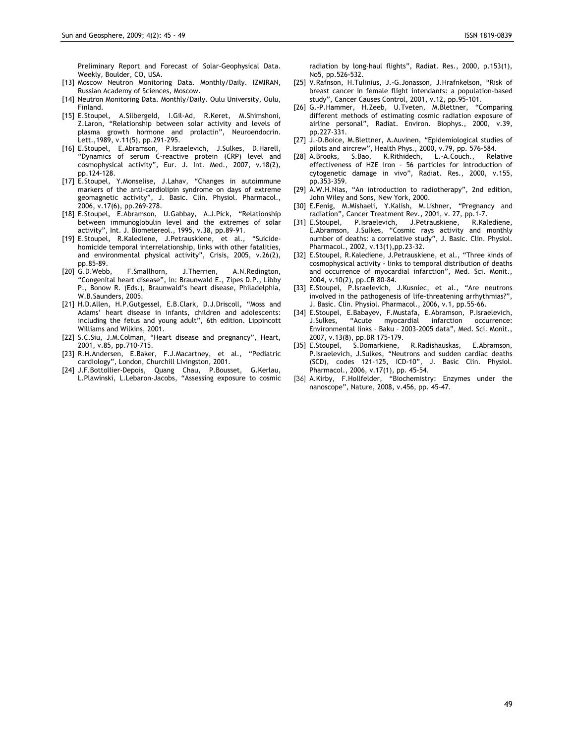Preliminary Report and Forecast of Solar-Geophysical Data. Weekly, Boulder, CO, USA.

[13] Moscow Neutron Monitoring Data. Monthly/Daily. IZMIRAN, Russian Academy of Sciences, Moscow.

[14] Neutron Monitoring Data. Monthly/Daily. Oulu University, Oulu, Finland.

[15] E.Stoupel, A.Silbergeld, I.Gil-Ad, R.Keret, M.Shimshoni, Z.Laron, "Relationship between solar activity and levels of plasma growth hormone and prolactin", Neuroendocrin. Lett.,1989, v.11(5), pp.291-295.

[16] E.Stoupel, E.Abramson, P.Israelevich, J.Sulkes, D.Harell, "Dynamics of serum C-reactive protein (CRP) level and cosmophysical activity", Eur. J. Int. Med., 2007, v.18(2), pp.124-128.

[17] E.Stoupel, Y.Monselise, J.Lahav, "Changes in autoimmune markers of the anti-cardiolipin syndrome on days of extreme geomagnetic activity", J. Basic. Clin. Physiol. Pharmacol., 2006, v.17(6), pp.269-278.

[18] E.Stoupel, E.Abramson, U.Gabbay, A.J.Pick, "Relationship between immunoglobulin level and the extremes of solar activity", Int. J. Biometereol., 1995, v.38, pp.89-91.

[19] E.Stoupel, R.Kalediene, J.Petrauskiene, et al., "Suicide-homicide temporal interrelationship, links with other fatalities, and environmental physical activity", Crisis, 2005, v.26(2), pp.85-89.

[20] G.D.Webb, F.Smallhorn, J.Therrien, A.N.Redington, "Congenital heart disease", in: Braunwald E., Zipes D.P., Libby P., Bonow R. (Eds.), Braunwald's heart disease, Philadelphia, W.B.Saunders, 2005.

[21] H.D.Allen, H.P.Gutgessel, E.B.Clark, D.J.Driscoll, "Moss and Adams' heart disease in infants, children and adolescents: including the fetus and young adult", 6th edition. Lippincott Williams and Wilkins, 2001.

[22] S.C.Siu, J.M.Colman, "Heart disease and pregnancy", Heart, 2001, v.85, pp.710-715.

[23] R.H.Andersen, E.Baker, F.J.Macartney, et al., "Pediatric cardiology", London, Churchill Livingston, 2001.

[24] J.F.Bottollier-Depois, Quang Chau, P.Bousset, G.Kerlau, L.Plawinski, L.Lebaron-Jacobs, "Assessing exposure to cosmic radiation by long-haul flights", Radiat. Res., 2000, p.153(1), No5, pp.526-532.

[25] V.Rafnson, H.Tulinius, J.-G.Jonasson, J.Hrafnkelson, "Risk of breast cancer in female flight intendants: a population-based study", Cancer Causes Control, 2001, v.12, pp.95-101.

[26] G.-P.Hammer, H.Zeeb, U.Tveten, M.Blettner, "Comparing different methods of estimating cosmic radiation exposure of airline personal", Radiat. Environ. Biophys., 2000, v.39, pp.227-331.

[27] J.-D.Boice, M.Blettner, A.Auvinen, "Epidemiological studies of pilots and aircrew", Health Phys., 2000, v.79, pp. 576-584.

[28] A.Brooks, S.Bao, K.Rithidech, L.-A.Couch., Relative effectiveness of HZE iron – 56 particles for introduction of cytogenetic damage in vivo", Radiat. Res., 2000, v.155, pp.353-359.

[29] A.W.H.Nias, "An introduction to radiotherapy", 2nd edition, John Wiley and Sons, New York, 2000.

[30] E.Fenig, M.Mishaeli, Y.Kalish, M.Lishner, "Pregnancy and radiation", Cancer Treatment Rev., 2001, v. 27, pp.1-7.

[31] E.Stoupel, P.Israelevich, J.Petrauskiene, R.Kalediene, E.Abramson, J.Sulkes, "Cosmic rays activity and monthly number of deaths: a correlative study", J. Basic. Clin. Physiol. Pharmacol., 2002, v.13(1),pp.23-32.

[32] E.Stoupel, R.Kalediene, J.Petrauskiene, et al., "Three kinds of cosmophysical activity - links to temporal distribution of deaths and occurrence of myocardial infarction", Med. Sci. Monit., 2004, v.10(2), pp.CR 80-84.

[33] E.Stoupel, P.Israelevich, J.Kusniec, et al., "Are neutrons involved in the pathogenesis of life-threatening arrhythmias?", J. Basic. Clin. Physiol. Pharmacol., 2006, v.1, pp.55-66.

[34] E.Stoupel, E.Babayev, F.Mustafa, E.Abramson, P.Israelevich, J.Sulkes, "Acute myocardial infarction occurrence: Environmental links – Baku – 2003-2005 data", Med. Sci. Monit., 2007, v.13(8), pp.BR 175-179.

[35] E.Stoupel, S.Domarkiene, R.Radishauskas, E.Abramson, P.Israelevich, J.Sulkes, "Neutrons and sudden cardiac deaths (SCD), codes 121-125, ICD-10", J. Basic Clin. Physiol. Pharmacol., 2006, v.17(1), pp. 45-54.

[36] A.Kirby, F.Hollfelder, "Biochemistry: Enzymes under the nanoscope", Nature, 2008, v.456, pp. 45-47.